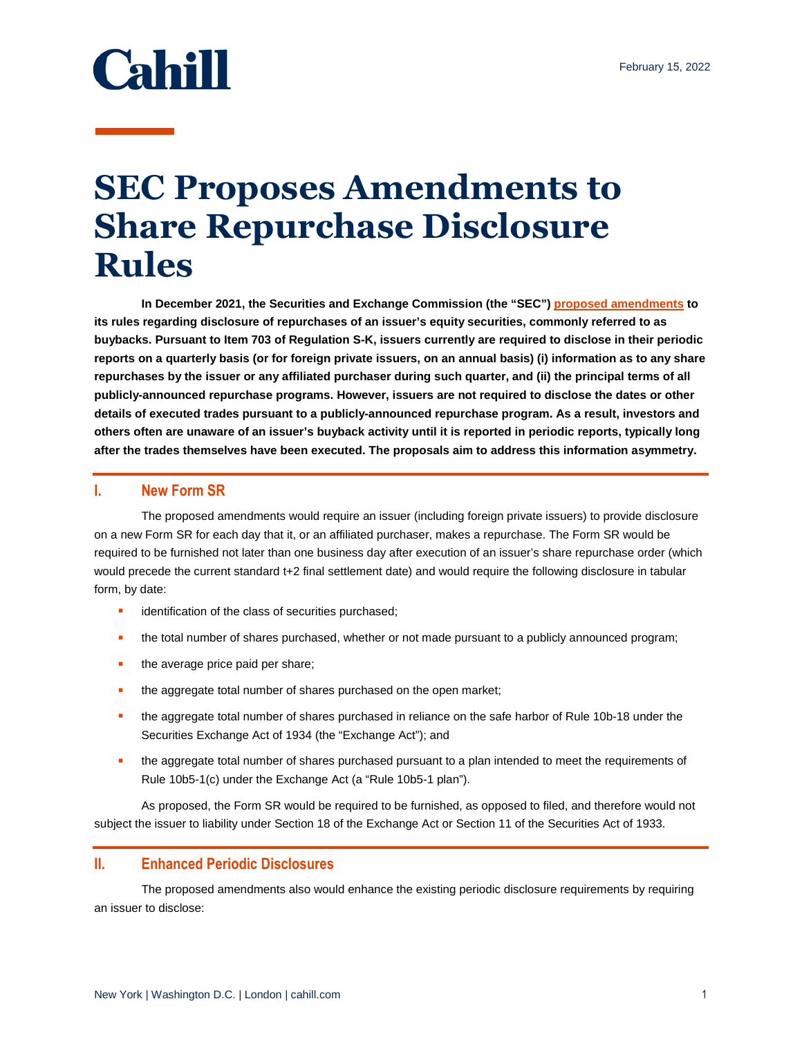Cahill

February 15, 2022

# SEC Proposes Amendments to Share Repurchase Disclosure Rules

**In December 2021, the Securities and Exchange Commission (the "SEC") proposed amendments to its rules regarding disclosure of repurchases of an issuer's equity securities, commonly referred to as buybacks. Pursuant to Item 703 of Regulation S-K, issuers currently are required to disclose in their periodic reports on a quarterly basis (or for foreign private issuers, on an annual basis) (i) information as to any share repurchases by the issuer or any affiliated purchaser during such quarter, and (ii) the principal terms of all publicly-announced repurchase programs. However, issuers are not required to disclose the dates or other details of executed trades pursuant to a publicly-announced repurchase program. As a result, investors and others often are unaware of an issuer's buyback activity until it is reported in periodic reports, typically long after the trades themselves have been executed. The proposals aim to address this information asymmetry.**

## I. New Form SR

The proposed amendments would require an issuer (including foreign private issuers) to provide disclosure on a new Form SR for each day that it, or an affiliated purchaser, makes a repurchase. The Form SR would be required to be furnished not later than one business day after execution of an issuer's share repurchase order (which would precede the current standard t+2 final settlement date) and would require the following disclosure in tabular form, by date:

- identification of the class of securities purchased;
- the total number of shares purchased, whether or not made pursuant to a publicly announced program;
- the average price paid per share;
- the aggregate total number of shares purchased on the open market;
- the aggregate total number of shares purchased in reliance on the safe harbor of Rule 10b-18 under the Securities Exchange Act of 1934 (the "Exchange Act"); and
- the aggregate total number of shares purchased pursuant to a plan intended to meet the requirements of Rule 10b5-1(c) under the Exchange Act (a "Rule 10b5-1 plan").

As proposed, the Form SR would be required to be furnished, as opposed to filed, and therefore would not subject the issuer to liability under Section 18 of the Exchange Act or Section 11 of the Securities Act of 1933.

## II. Enhanced Periodic Disclosures

The proposed amendments also would enhance the existing periodic disclosure requirements by requiring an issuer to disclose: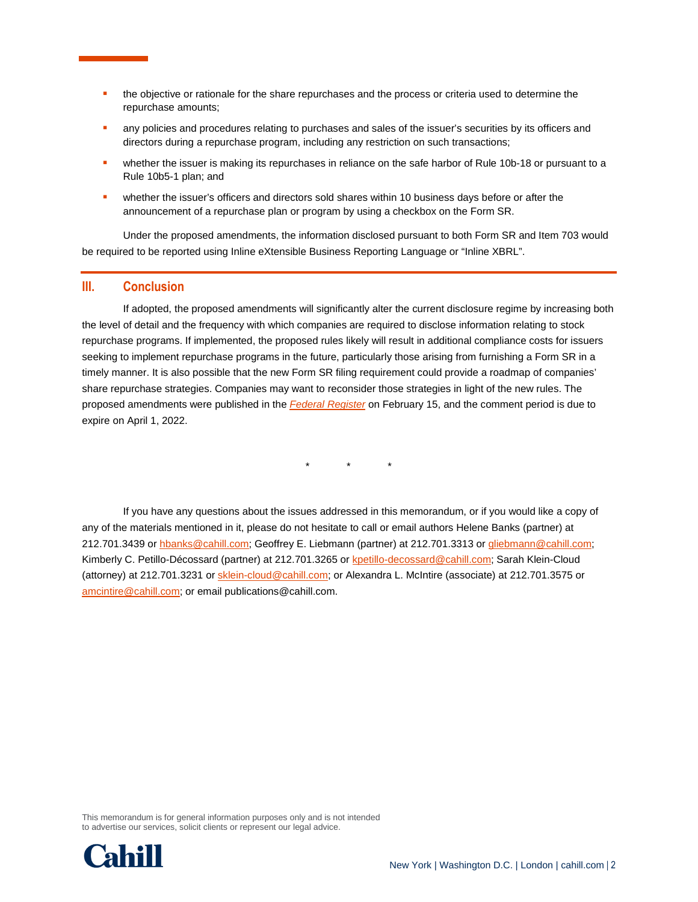- the objective or rationale for the share repurchases and the process or criteria used to determine the repurchase amounts;
- any policies and procedures relating to purchases and sales of the issuer's securities by its officers and directors during a repurchase program, including any restriction on such transactions;
- whether the issuer is making its repurchases in reliance on the safe harbor of Rule 10b-18 or pursuant to a Rule 10b5-1 plan; and
- whether the issuer's officers and directors sold shares within 10 business days before or after the announcement of a repurchase plan or program by using a checkbox on the Form SR.

Under the proposed amendments, the information disclosed pursuant to both Form SR and Item 703 would be required to be reported using Inline eXtensible Business Reporting Language or "Inline XBRL".

## III. Conclusion

If adopted, the proposed amendments will significantly alter the current disclosure regime by increasing both the level of detail and the frequency with which companies are required to disclose information relating to stock repurchase programs. If implemented, the proposed rules likely will result in additional compliance costs for issuers seeking to implement repurchase programs in the future, particularly those arising from furnishing a Form SR in a timely manner. It is also possible that the new Form SR filing requirement could provide a roadmap of companies' share repurchase strategies. Companies may want to reconsider those strategies in light of the new rules. The proposed amendments were published in the *Federal Register* on February 15, and the comment period is due to expire on April 1, 2022.

\* \* \*

If you have any questions about the issues addressed in this memorandum, or if you would like a copy of any of the materials mentioned in it, please do not hesitate to call or email authors Helene Banks (partner) at 212.701.3439 or hbanks@cahill.com; Geoffrey E. Liebmann (partner) at 212.701.3313 or gliebmann@cahill.com; Kimberly C. Petillo-Décossard (partner) at 212.701.3265 or kpetillo-decossard@cahill.com; Sarah Klein-Cloud (attorney) at 212.701.3231 or sklein-cloud@cahill.com; or Alexandra L. McIntire (associate) at 212.701.3575 or amcintire@cahill.com; or email publications@cahill.com.

This memorandum is for general information purposes only and is not intended to advertise our services, solicit clients or represent our legal advice.